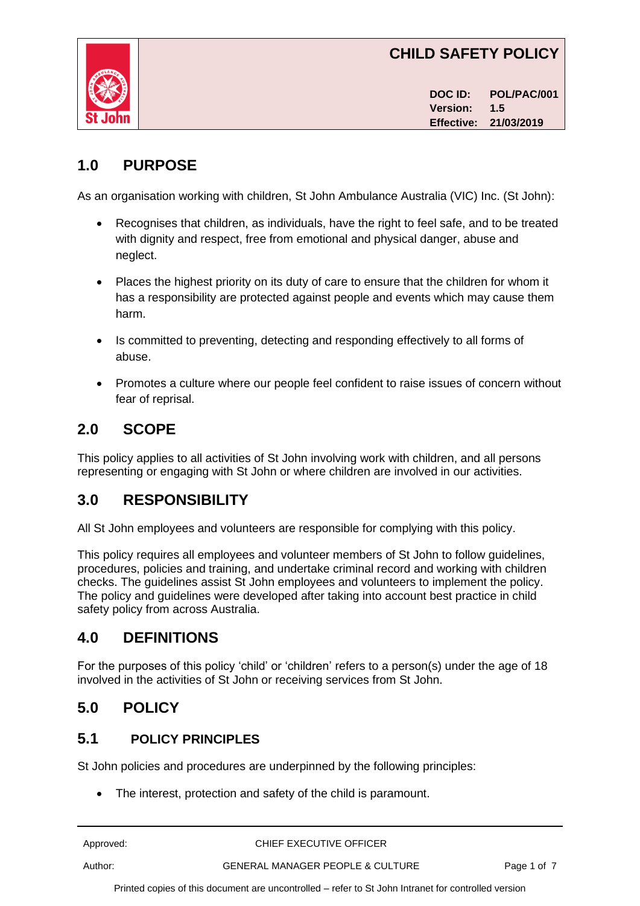# CHILD SAFETY POLICY

**DOC ID:** POL/PAC/001
**Version:** 1.5
**Effective:** 21/03/2019

## 1.0 PURPOSE

As an organisation working with children, St John Ambulance Australia (VIC) Inc. (St John):

- Recognises that children, as individuals, have the right to feel safe, and to be treated with dignity and respect, free from emotional and physical danger, abuse and neglect.
- Places the highest priority on its duty of care to ensure that the children for whom it has a responsibility are protected against people and events which may cause them harm.
- Is committed to preventing, detecting and responding effectively to all forms of abuse.
- Promotes a culture where our people feel confident to raise issues of concern without fear of reprisal.

## 2.0 SCOPE

This policy applies to all activities of St John involving work with children, and all persons representing or engaging with St John or where children are involved in our activities.

## 3.0 RESPONSIBILITY

All St John employees and volunteers are responsible for complying with this policy.

This policy requires all employees and volunteer members of St John to follow guidelines, procedures, policies and training, and undertake criminal record and working with children checks. The guidelines assist St John employees and volunteers to implement the policy. The policy and guidelines were developed after taking into account best practice in child safety policy from across Australia.

## 4.0 DEFINITIONS

For the purposes of this policy 'child' or 'children' refers to a person(s) under the age of 18 involved in the activities of St John or receiving services from St John.

## 5.0 POLICY

### 5.1 POLICY PRINCIPLES

St John policies and procedures are underpinned by the following principles:

- The interest, protection and safety of the child is paramount.

Approved: CHIEF EXECUTIVE OFFICER

Author: GENERAL MANAGER PEOPLE & CULTURE

Printed copies of this document are uncontrolled – refer to St John Intranet for controlled version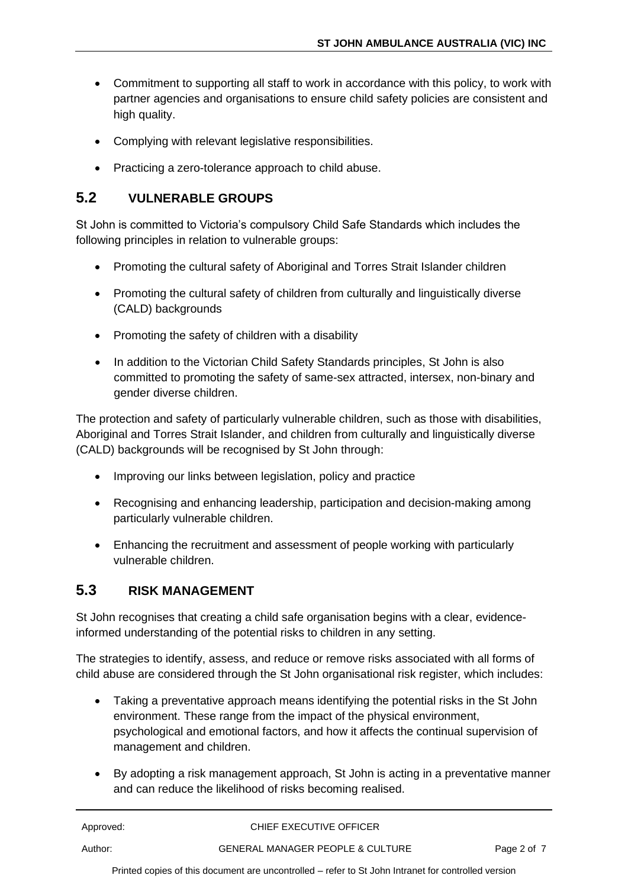- Commitment to supporting all staff to work in accordance with this policy, to work with partner agencies and organisations to ensure child safety policies are consistent and high quality.
- Complying with relevant legislative responsibilities.
- Practicing a zero-tolerance approach to child abuse.

## 5.2 VULNERABLE GROUPS

St John is committed to Victoria's compulsory Child Safe Standards which includes the following principles in relation to vulnerable groups:

- Promoting the cultural safety of Aboriginal and Torres Strait Islander children
- Promoting the cultural safety of children from culturally and linguistically diverse (CALD) backgrounds
- Promoting the safety of children with a disability
- In addition to the Victorian Child Safety Standards principles, St John is also committed to promoting the safety of same-sex attracted, intersex, non-binary and gender diverse children.

The protection and safety of particularly vulnerable children, such as those with disabilities, Aboriginal and Torres Strait Islander, and children from culturally and linguistically diverse (CALD) backgrounds will be recognised by St John through:

- Improving our links between legislation, policy and practice
- Recognising and enhancing leadership, participation and decision-making among particularly vulnerable children.
- Enhancing the recruitment and assessment of people working with particularly vulnerable children.

## 5.3 RISK MANAGEMENT

St John recognises that creating a child safe organisation begins with a clear, evidence-informed understanding of the potential risks to children in any setting.

The strategies to identify, assess, and reduce or remove risks associated with all forms of child abuse are considered through the St John organisational risk register, which includes:

- Taking a preventative approach means identifying the potential risks in the St John environment. These range from the impact of the physical environment, psychological and emotional factors, and how it affects the continual supervision of management and children.
- By adopting a risk management approach, St John is acting in a preventative manner and can reduce the likelihood of risks becoming realised.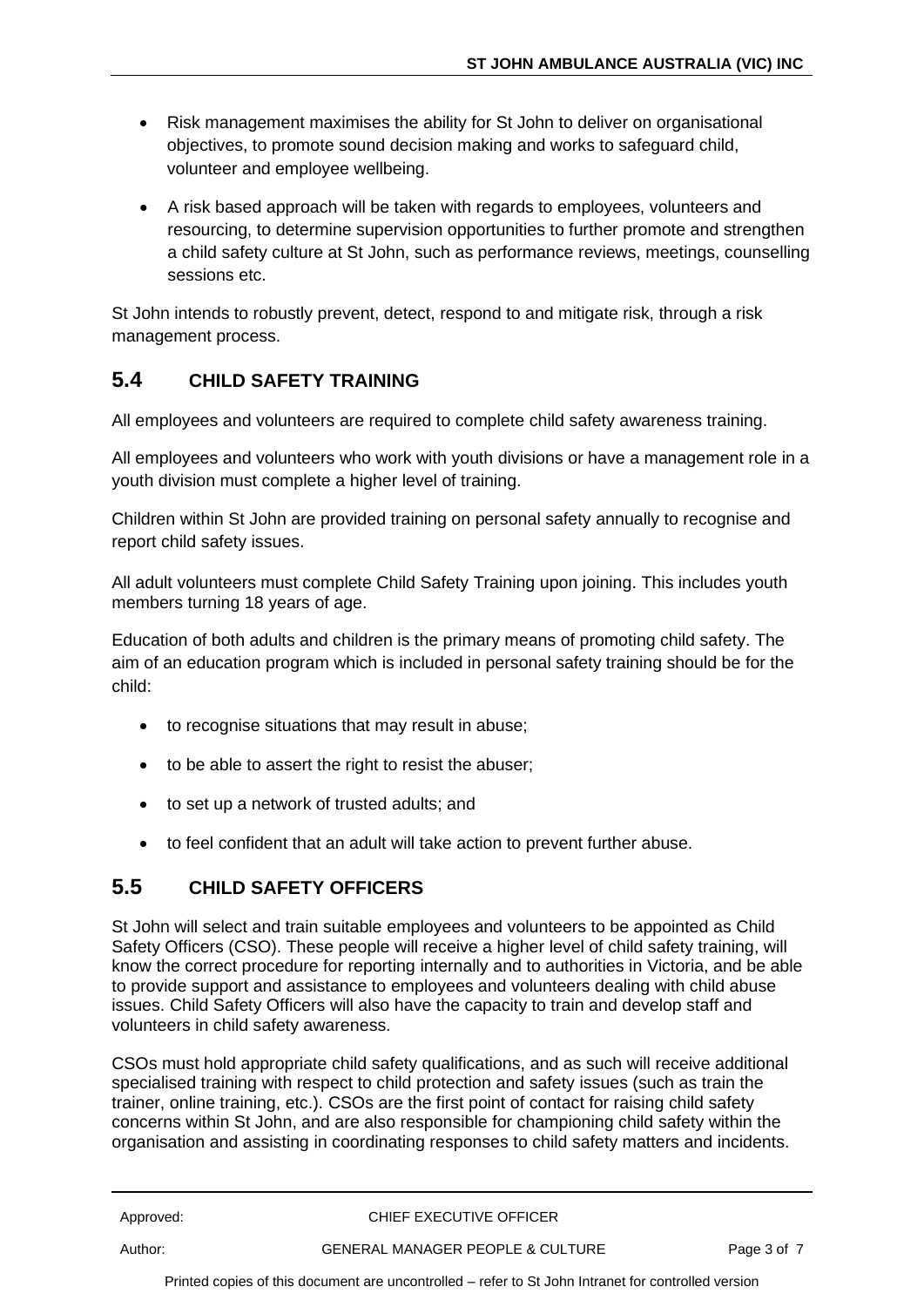- Risk management maximises the ability for St John to deliver on organisational objectives, to promote sound decision making and works to safeguard child, volunteer and employee wellbeing.
- A risk based approach will be taken with regards to employees, volunteers and resourcing, to determine supervision opportunities to further promote and strengthen a child safety culture at St John, such as performance reviews, meetings, counselling sessions etc.

St John intends to robustly prevent, detect, respond to and mitigate risk, through a risk management process.

## 5.4 CHILD SAFETY TRAINING

All employees and volunteers are required to complete child safety awareness training.

All employees and volunteers who work with youth divisions or have a management role in a youth division must complete a higher level of training.

Children within St John are provided training on personal safety annually to recognise and report child safety issues.

All adult volunteers must complete Child Safety Training upon joining. This includes youth members turning 18 years of age.

Education of both adults and children is the primary means of promoting child safety. The aim of an education program which is included in personal safety training should be for the child:

- to recognise situations that may result in abuse;
- to be able to assert the right to resist the abuser;
- to set up a network of trusted adults; and
- to feel confident that an adult will take action to prevent further abuse.

## 5.5 CHILD SAFETY OFFICERS

St John will select and train suitable employees and volunteers to be appointed as Child Safety Officers (CSO). These people will receive a higher level of child safety training, will know the correct procedure for reporting internally and to authorities in Victoria, and be able to provide support and assistance to employees and volunteers dealing with child abuse issues. Child Safety Officers will also have the capacity to train and develop staff and volunteers in child safety awareness.

CSOs must hold appropriate child safety qualifications, and as such will receive additional specialised training with respect to child protection and safety issues (such as train the trainer, online training, etc.). CSOs are the first point of contact for raising child safety concerns within St John, and are also responsible for championing child safety within the organisation and assisting in coordinating responses to child safety matters and incidents.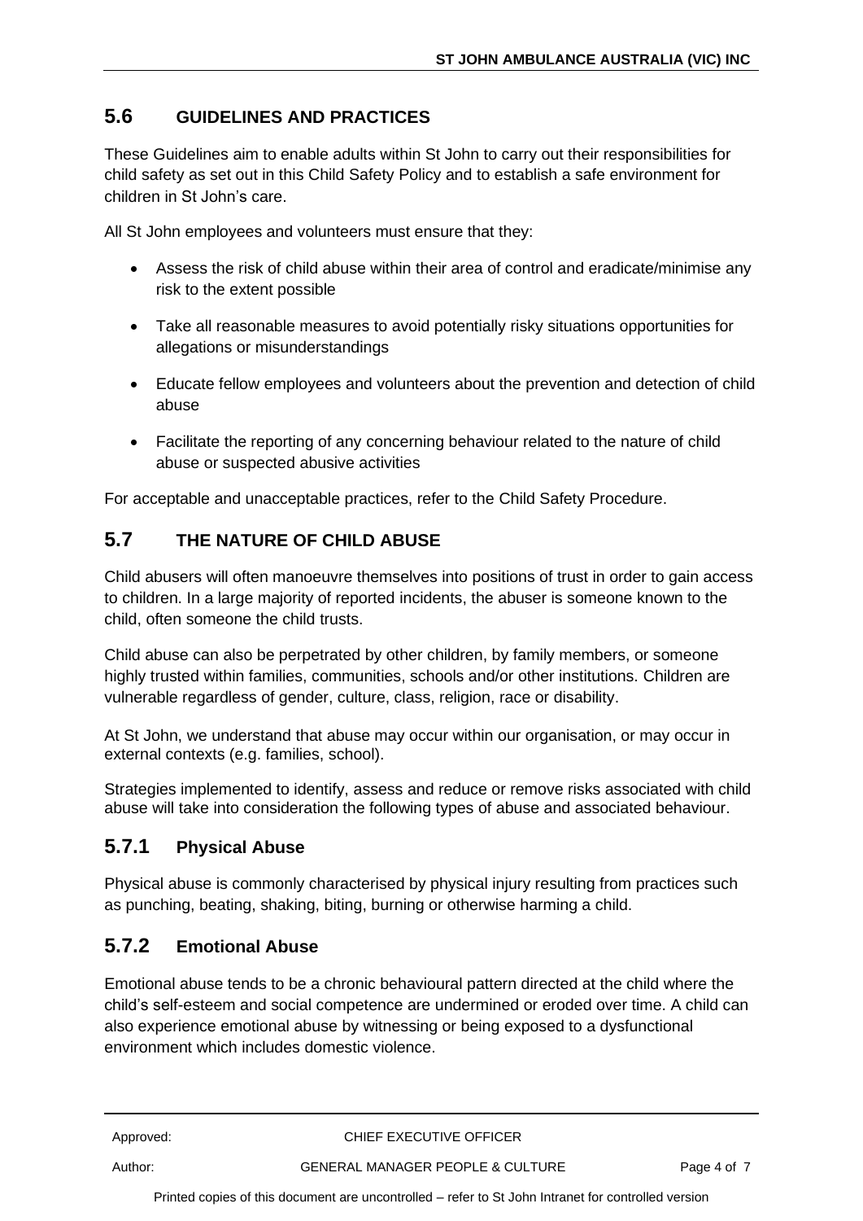## 5.6 GUIDELINES AND PRACTICES

These Guidelines aim to enable adults within St John to carry out their responsibilities for child safety as set out in this Child Safety Policy and to establish a safe environment for children in St John's care.

All St John employees and volunteers must ensure that they:

- Assess the risk of child abuse within their area of control and eradicate/minimise any risk to the extent possible
- Take all reasonable measures to avoid potentially risky situations opportunities for allegations or misunderstandings
- Educate fellow employees and volunteers about the prevention and detection of child abuse
- Facilitate the reporting of any concerning behaviour related to the nature of child abuse or suspected abusive activities

For acceptable and unacceptable practices, refer to the Child Safety Procedure.

## 5.7 THE NATURE OF CHILD ABUSE

Child abusers will often manoeuvre themselves into positions of trust in order to gain access to children. In a large majority of reported incidents, the abuser is someone known to the child, often someone the child trusts.

Child abuse can also be perpetrated by other children, by family members, or someone highly trusted within families, communities, schools and/or other institutions. Children are vulnerable regardless of gender, culture, class, religion, race or disability.

At St John, we understand that abuse may occur within our organisation, or may occur in external contexts (e.g. families, school).

Strategies implemented to identify, assess and reduce or remove risks associated with child abuse will take into consideration the following types of abuse and associated behaviour.

### 5.7.1 Physical Abuse

Physical abuse is commonly characterised by physical injury resulting from practices such as punching, beating, shaking, biting, burning or otherwise harming a child.

### 5.7.2 Emotional Abuse

Emotional abuse tends to be a chronic behavioural pattern directed at the child where the child's self-esteem and social competence are undermined or eroded over time. A child can also experience emotional abuse by witnessing or being exposed to a dysfunctional environment which includes domestic violence.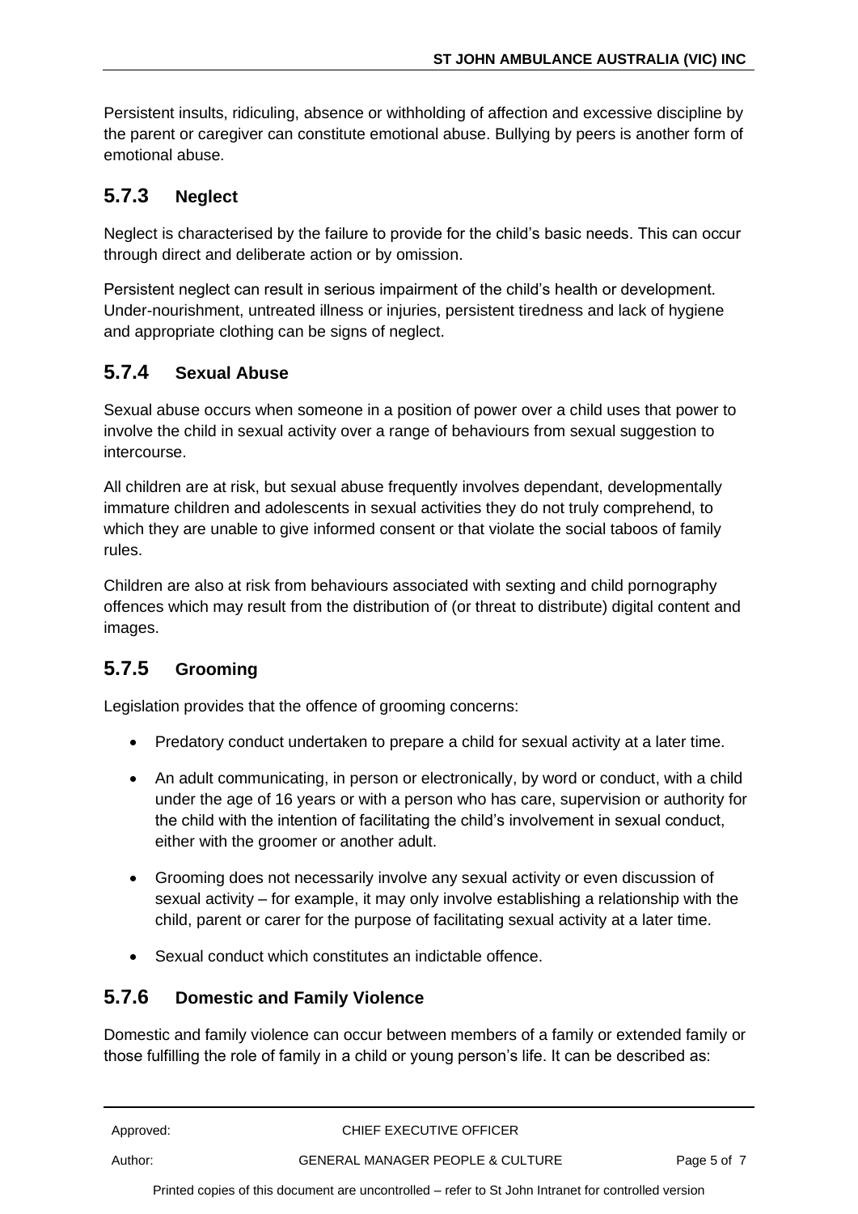Persistent insults, ridiculing, absence or withholding of affection and excessive discipline by the parent or caregiver can constitute emotional abuse. Bullying by peers is another form of emotional abuse.

### 5.7.3 Neglect

Neglect is characterised by the failure to provide for the child's basic needs. This can occur through direct and deliberate action or by omission.

Persistent neglect can result in serious impairment of the child's health or development. Under-nourishment, untreated illness or injuries, persistent tiredness and lack of hygiene and appropriate clothing can be signs of neglect.

### 5.7.4 Sexual Abuse

Sexual abuse occurs when someone in a position of power over a child uses that power to involve the child in sexual activity over a range of behaviours from sexual suggestion to intercourse.

All children are at risk, but sexual abuse frequently involves dependant, developmentally immature children and adolescents in sexual activities they do not truly comprehend, to which they are unable to give informed consent or that violate the social taboos of family rules.

Children are also at risk from behaviours associated with sexting and child pornography offences which may result from the distribution of (or threat to distribute) digital content and images.

### 5.7.5 Grooming

Legislation provides that the offence of grooming concerns:

- Predatory conduct undertaken to prepare a child for sexual activity at a later time.
- An adult communicating, in person or electronically, by word or conduct, with a child under the age of 16 years or with a person who has care, supervision or authority for the child with the intention of facilitating the child's involvement in sexual conduct, either with the groomer or another adult.
- Grooming does not necessarily involve any sexual activity or even discussion of sexual activity – for example, it may only involve establishing a relationship with the child, parent or carer for the purpose of facilitating sexual activity at a later time.
- Sexual conduct which constitutes an indictable offence.

### 5.7.6 Domestic and Family Violence

Domestic and family violence can occur between members of a family or extended family or those fulfilling the role of family in a child or young person's life. It can be described as: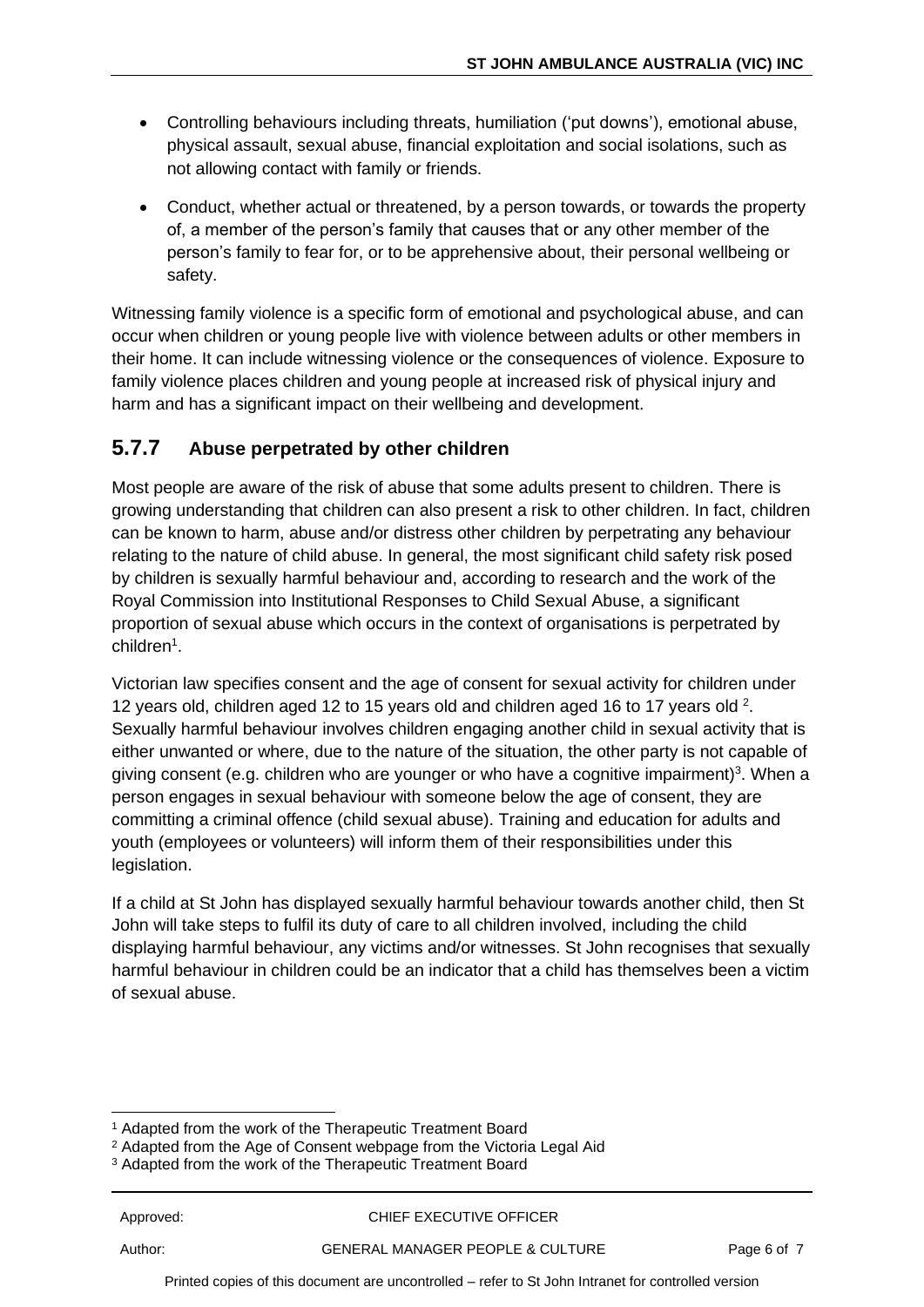- Controlling behaviours including threats, humiliation ('put downs'), emotional abuse, physical assault, sexual abuse, financial exploitation and social isolations, such as not allowing contact with family or friends.
- Conduct, whether actual or threatened, by a person towards, or towards the property of, a member of the person's family that causes that or any other member of the person's family to fear for, or to be apprehensive about, their personal wellbeing or safety.

Witnessing family violence is a specific form of emotional and psychological abuse, and can occur when children or young people live with violence between adults or other members in their home. It can include witnessing violence or the consequences of violence. Exposure to family violence places children and young people at increased risk of physical injury and harm and has a significant impact on their wellbeing and development.

### 5.7.7 Abuse perpetrated by other children

Most people are aware of the risk of abuse that some adults present to children. There is growing understanding that children can also present a risk to other children. In fact, children can be known to harm, abuse and/or distress other children by perpetrating any behaviour relating to the nature of child abuse. In general, the most significant child safety risk posed by children is sexually harmful behaviour and, according to research and the work of the Royal Commission into Institutional Responses to Child Sexual Abuse, a significant proportion of sexual abuse which occurs in the context of organisations is perpetrated by children[1].

Victorian law specifies consent and the age of consent for sexual activity for children under 12 years old, children aged 12 to 15 years old and children aged 16 to 17 years old [2]. Sexually harmful behaviour involves children engaging another child in sexual activity that is either unwanted or where, due to the nature of the situation, the other party is not capable of giving consent (e.g. children who are younger or who have a cognitive impairment)[3]. When a person engages in sexual behaviour with someone below the age of consent, they are committing a criminal offence (child sexual abuse). Training and education for adults and youth (employees or volunteers) will inform them of their responsibilities under this legislation.

If a child at St John has displayed sexually harmful behaviour towards another child, then St John will take steps to fulfil its duty of care to all children involved, including the child displaying harmful behaviour, any victims and/or witnesses. St John recognises that sexually harmful behaviour in children could be an indicator that a child has themselves been a victim of sexual abuse.

[1] Adapted from the work of the Therapeutic Treatment Board

[2] Adapted from the Age of Consent webpage from the Victoria Legal Aid

[3] Adapted from the work of the Therapeutic Treatment Board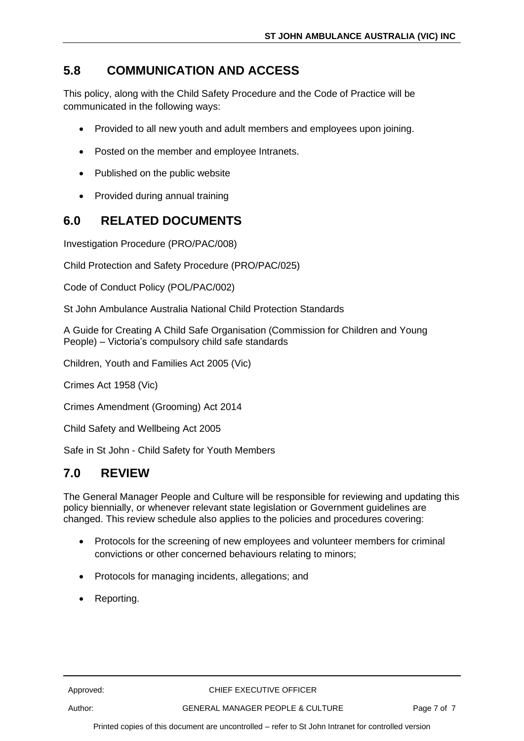## 5.8 COMMUNICATION AND ACCESS

This policy, along with the Child Safety Procedure and the Code of Practice will be communicated in the following ways:

- Provided to all new youth and adult members and employees upon joining.
- Posted on the member and employee Intranets.
- Published on the public website
- Provided during annual training

# 6.0 RELATED DOCUMENTS

Investigation Procedure (PRO/PAC/008)

Child Protection and Safety Procedure (PRO/PAC/025)

Code of Conduct Policy (POL/PAC/002)

St John Ambulance Australia National Child Protection Standards

A Guide for Creating A Child Safe Organisation (Commission for Children and Young People) – Victoria's compulsory child safe standards

Children, Youth and Families Act 2005 (Vic)

Crimes Act 1958 (Vic)

Crimes Amendment (Grooming) Act 2014

Child Safety and Wellbeing Act 2005

Safe in St John - Child Safety for Youth Members

# 7.0 REVIEW

The General Manager People and Culture will be responsible for reviewing and updating this policy biennially, or whenever relevant state legislation or Government guidelines are changed. This review schedule also applies to the policies and procedures covering:

- Protocols for the screening of new employees and volunteer members for criminal convictions or other concerned behaviours relating to minors;
- Protocols for managing incidents, allegations; and
- Reporting.

Approved: CHIEF EXECUTIVE OFFICER

Author: GENERAL MANAGER PEOPLE & CULTURE

Printed copies of this document are uncontrolled – refer to St John Intranet for controlled version